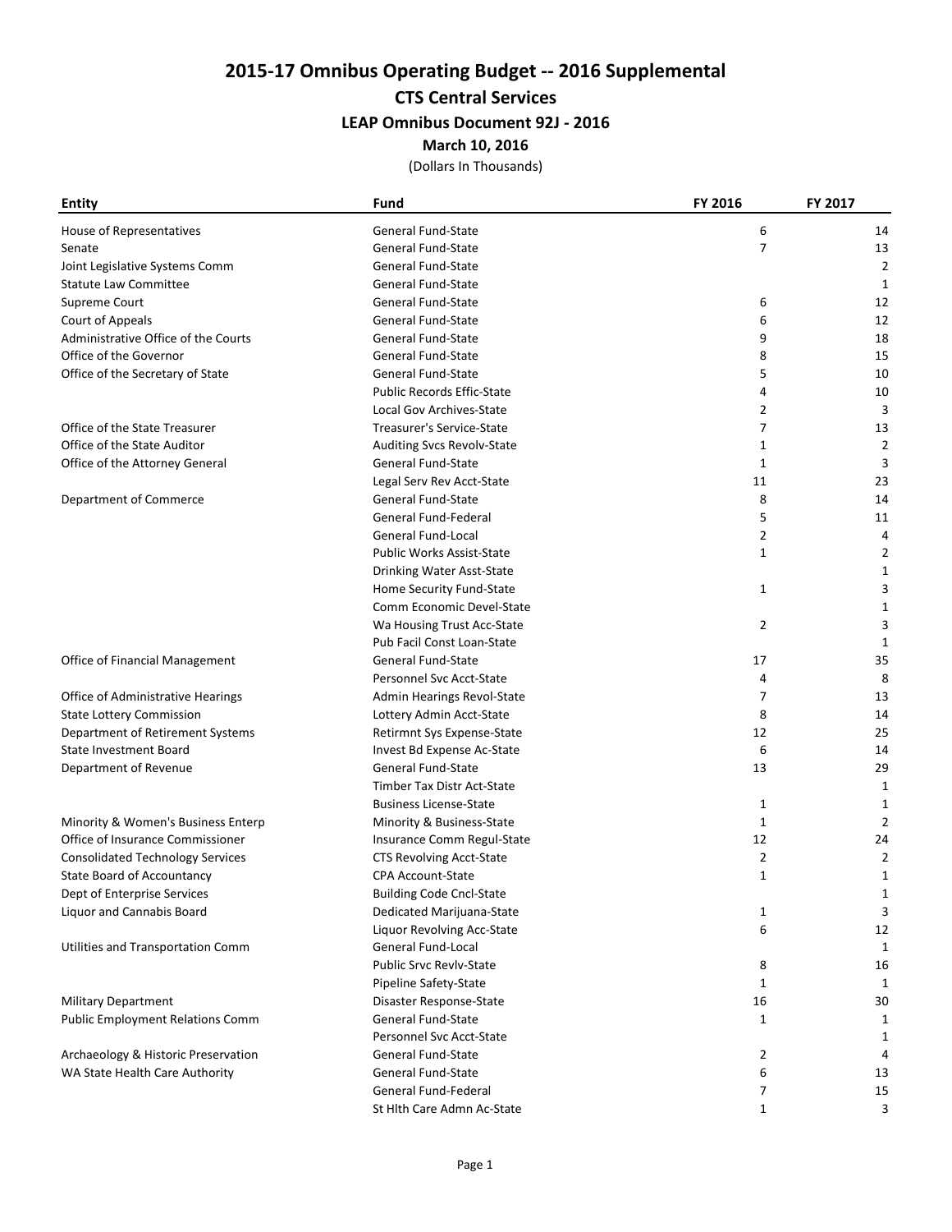# 2015-17 Omnibus Operating Budget -- 2016 Supplemental

## CTS Central Services

### LEAP Omnibus Document 92J - 2016

**March 10, 2016**

(Dollars In Thousands)

| Entity | Fund | FY 2016 | FY 2017 |
|---|---|---|---|
| House of Representatives | General Fund-State | 6 | 14 |
| Senate | General Fund-State | 7 | 13 |
| Joint Legislative Systems Comm | General Fund-State | | 2 |
| Statute Law Committee | General Fund-State | | 1 |
| Supreme Court | General Fund-State | 6 | 12 |
| Court of Appeals | General Fund-State | 6 | 12 |
| Administrative Office of the Courts | General Fund-State | 9 | 18 |
| Office of the Governor | General Fund-State | 8 | 15 |
| Office of the Secretary of State | General Fund-State | 5 | 10 |
| | Public Records Effic-State | 4 | 10 |
| | Local Gov Archives-State | 2 | 3 |
| Office of the State Treasurer | Treasurer's Service-State | 7 | 13 |
| Office of the State Auditor | Auditing Svcs Revolv-State | 1 | 2 |
| Office of the Attorney General | General Fund-State | 1 | 3 |
| | Legal Serv Rev Acct-State | 11 | 23 |
| Department of Commerce | General Fund-State | 8 | 14 |
| | General Fund-Federal | 5 | 11 |
| | General Fund-Local | 2 | 4 |
| | Public Works Assist-State | 1 | 2 |
| | Drinking Water Asst-State | | 1 |
| | Home Security Fund-State | 1 | 3 |
| | Comm Economic Devel-State | | 1 |
| | Wa Housing Trust Acc-State | 2 | 3 |
| | Pub Facil Const Loan-State | | 1 |
| Office of Financial Management | General Fund-State | 17 | 35 |
| | Personnel Svc Acct-State | 4 | 8 |
| Office of Administrative Hearings | Admin Hearings Revol-State | 7 | 13 |
| State Lottery Commission | Lottery Admin Acct-State | 8 | 14 |
| Department of Retirement Systems | Retirmnt Sys Expense-State | 12 | 25 |
| State Investment Board | Invest Bd Expense Ac-State | 6 | 14 |
| Department of Revenue | General Fund-State | 13 | 29 |
| | Timber Tax Distr Act-State | | 1 |
| | Business License-State | 1 | 1 |
| Minority & Women's Business Enterp | Minority & Business-State | 1 | 2 |
| Office of Insurance Commissioner | Insurance Comm Regul-State | 12 | 24 |
| Consolidated Technology Services | CTS Revolving Acct-State | 2 | 2 |
| State Board of Accountancy | CPA Account-State | 1 | 1 |
| Dept of Enterprise Services | Building Code Cncl-State | | 1 |
| Liquor and Cannabis Board | Dedicated Marijuana-State | 1 | 3 |
| | Liquor Revolving Acc-State | 6 | 12 |
| Utilities and Transportation Comm | General Fund-Local | | 1 |
| | Public Srvc Revlv-State | 8 | 16 |
| | Pipeline Safety-State | 1 | 1 |
| Military Department | Disaster Response-State | 16 | 30 |
| Public Employment Relations Comm | General Fund-State | 1 | 1 |
| | Personnel Svc Acct-State | | 1 |
| Archaeology & Historic Preservation | General Fund-State | 2 | 4 |
| WA State Health Care Authority | General Fund-State | 6 | 13 |
| | General Fund-Federal | 7 | 15 |
| | St Hlth Care Admn Ac-State | 1 | 3 |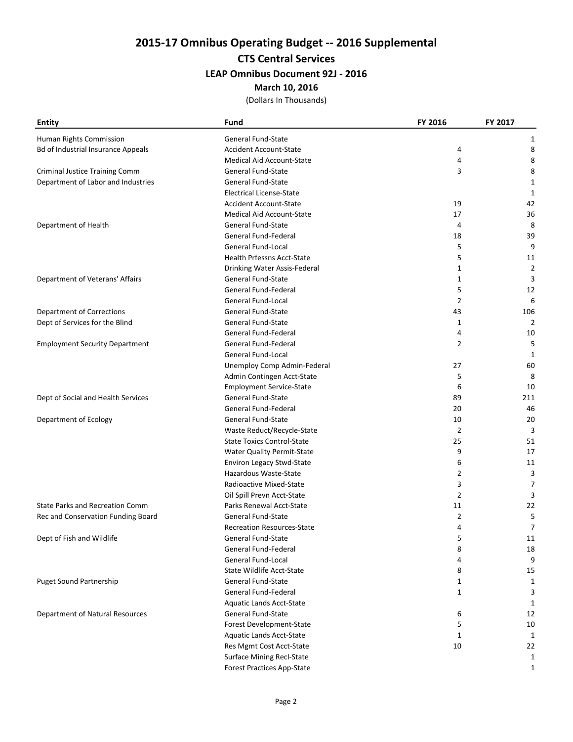# 2015-17 Omnibus Operating Budget -- 2016 Supplemental

## CTS Central Services

### LEAP Omnibus Document 92J - 2016

**March 10, 2016**

(Dollars In Thousands)

| Entity | Fund | FY 2016 | FY 2017 |
|---|---|---|---|
| Human Rights Commission | General Fund-State | | 1 |
| Bd of Industrial Insurance Appeals | Accident Account-State | 4 | 8 |
| | Medical Aid Account-State | 4 | 8 |
| Criminal Justice Training Comm | General Fund-State | 3 | 8 |
| Department of Labor and Industries | General Fund-State | | 1 |
| | Electrical License-State | | 1 |
| | Accident Account-State | 19 | 42 |
| | Medical Aid Account-State | 17 | 36 |
| Department of Health | General Fund-State | 4 | 8 |
| | General Fund-Federal | 18 | 39 |
| | General Fund-Local | 5 | 9 |
| | Health Prfessns Acct-State | 5 | 11 |
| | Drinking Water Assis-Federal | 1 | 2 |
| Department of Veterans' Affairs | General Fund-State | 1 | 3 |
| | General Fund-Federal | 5 | 12 |
| | General Fund-Local | 2 | 6 |
| Department of Corrections | General Fund-State | 43 | 106 |
| Dept of Services for the Blind | General Fund-State | 1 | 2 |
| | General Fund-Federal | 4 | 10 |
| Employment Security Department | General Fund-Federal | 2 | 5 |
| | General Fund-Local | | 1 |
| | Unemploy Comp Admin-Federal | 27 | 60 |
| | Admin Contingen Acct-State | 5 | 8 |
| | Employment Service-State | 6 | 10 |
| Dept of Social and Health Services | General Fund-State | 89 | 211 |
| | General Fund-Federal | 20 | 46 |
| Department of Ecology | General Fund-State | 10 | 20 |
| | Waste Reduct/Recycle-State | 2 | 3 |
| | State Toxics Control-State | 25 | 51 |
| | Water Quality Permit-State | 9 | 17 |
| | Environ Legacy Stwd-State | 6 | 11 |
| | Hazardous Waste-State | 2 | 3 |
| | Radioactive Mixed-State | 3 | 7 |
| | Oil Spill Prevn Acct-State | 2 | 3 |
| State Parks and Recreation Comm | Parks Renewal Acct-State | 11 | 22 |
| Rec and Conservation Funding Board | General Fund-State | 2 | 5 |
| | Recreation Resources-State | 4 | 7 |
| Dept of Fish and Wildlife | General Fund-State | 5 | 11 |
| | General Fund-Federal | 8 | 18 |
| | General Fund-Local | 4 | 9 |
| | State Wildlife Acct-State | 8 | 15 |
| Puget Sound Partnership | General Fund-State | 1 | 1 |
| | General Fund-Federal | 1 | 3 |
| | Aquatic Lands Acct-State | | 1 |
| Department of Natural Resources | General Fund-State | 6 | 12 |
| | Forest Development-State | 5 | 10 |
| | Aquatic Lands Acct-State | 1 | 1 |
| | Res Mgmt Cost Acct-State | 10 | 22 |
| | Surface Mining Recl-State | | 1 |
| | Forest Practices App-State | | 1 |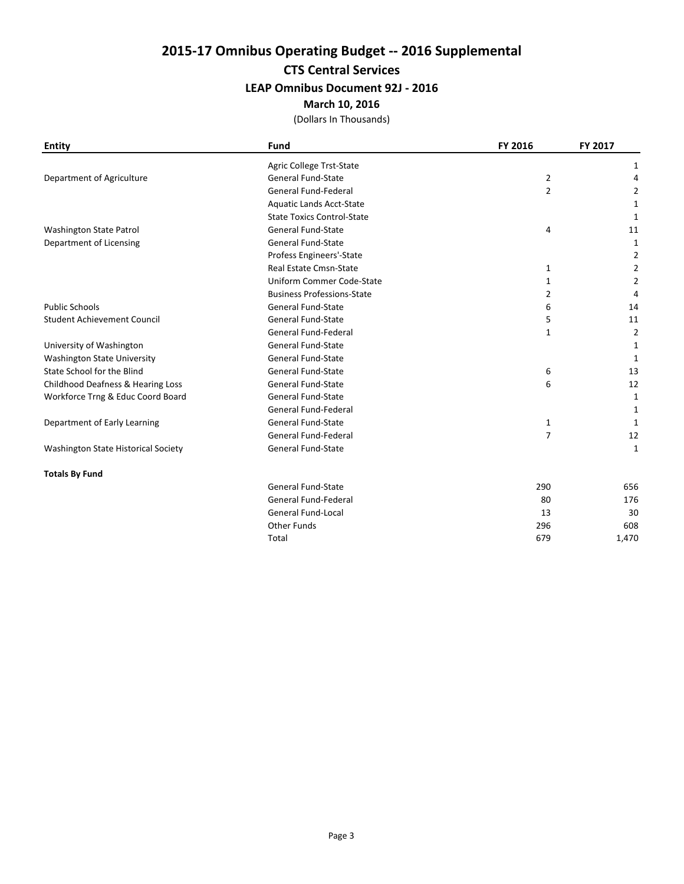# 2015-17 Omnibus Operating Budget -- 2016 Supplemental

## CTS Central Services

### LEAP Omnibus Document 92J - 2016

**March 10, 2016**

(Dollars In Thousands)

| Entity | Fund | FY 2016 | FY 2017 |
|---|---|---|---|
| | Agric College Trst-State | | 1 |
| Department of Agriculture | General Fund-State | 2 | 4 |
| | General Fund-Federal | 2 | 2 |
| | Aquatic Lands Acct-State | | 1 |
| | State Toxics Control-State | | 1 |
| Washington State Patrol | General Fund-State | 4 | 11 |
| Department of Licensing | General Fund-State | | 1 |
| | Profess Engineers'-State | | 2 |
| | Real Estate Cmsn-State | 1 | 2 |
| | Uniform Commer Code-State | 1 | 2 |
| | Business Professions-State | 2 | 4 |
| Public Schools | General Fund-State | 6 | 14 |
| Student Achievement Council | General Fund-State | 5 | 11 |
| | General Fund-Federal | 1 | 2 |
| University of Washington | General Fund-State | | 1 |
| Washington State University | General Fund-State | | 1 |
| State School for the Blind | General Fund-State | 6 | 13 |
| Childhood Deafness & Hearing Loss | General Fund-State | 6 | 12 |
| Workforce Trng & Educ Coord Board | General Fund-State | | 1 |
| | General Fund-Federal | | 1 |
| Department of Early Learning | General Fund-State | 1 | 1 |
| | General Fund-Federal | 7 | 12 |
| Washington State Historical Society | General Fund-State | | 1 |
| **Totals By Fund** | | | |
| | General Fund-State | 290 | 656 |
| | General Fund-Federal | 80 | 176 |
| | General Fund-Local | 13 | 30 |
| | Other Funds | 296 | 608 |
| | Total | 679 | 1,470 |